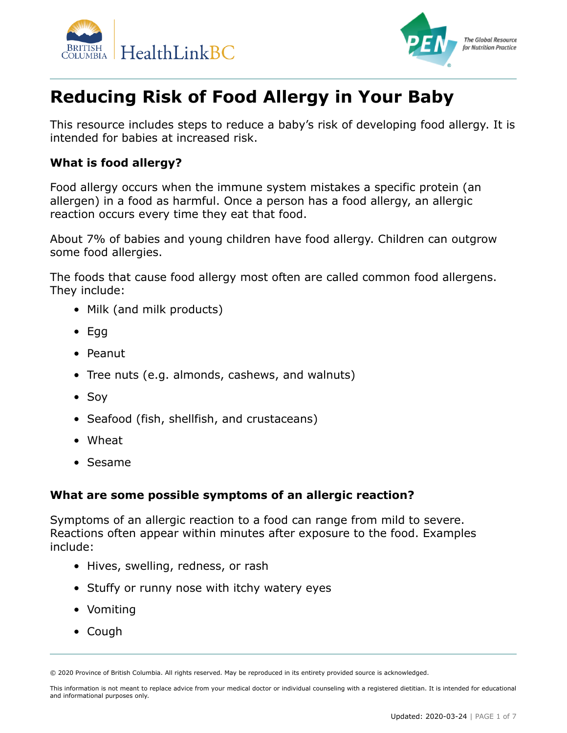# Reducing Risk of Food Allergy in Your Baby

This resource includes steps to reduce a baby's risk of developing food allergy. It is intended for babies at increased risk.

### What is food allergy?

Food allergy occurs when the immune system mistakes a specific protein (an allergen) in a food as harmful. Once a person has a food allergy, an allergic reaction occurs every time they eat that food.

About 7% of babies and young children have food allergy. Children can outgrow some food allergies.

The foods that cause food allergy most often are called common food allergens. They include:

- Milk (and milk products)
- Egg
- Peanut
- Tree nuts (e.g. almonds, cashews, and walnuts)
- Soy
- Seafood (fish, shellfish, and crustaceans)
- Wheat
- Sesame

### What are some possible symptoms of an allergic reaction?

Symptoms of an allergic reaction to a food can range from mild to severe. Reactions often appear within minutes after exposure to the food. Examples include:

- Hives, swelling, redness, or rash
- Stuffy or runny nose with itchy watery eyes
- Vomiting
- Cough

© 2020 Province of British Columbia. All rights reserved. May be reproduced in its entirety provided source is acknowledged.

This information is not meant to replace advice from your medical doctor or individual counseling with a registered dietitian. It is intended for educational and informational purposes only.

Updated: 2020-03-24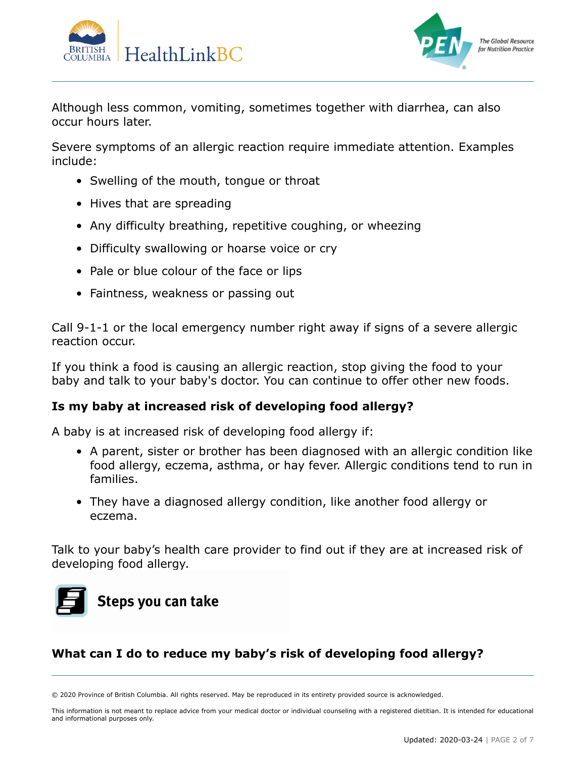Although less common, vomiting, sometimes together with diarrhea, can also occur hours later.

Severe symptoms of an allergic reaction require immediate attention. Examples include:

- Swelling of the mouth, tongue or throat
- Hives that are spreading
- Any difficulty breathing, repetitive coughing, or wheezing
- Difficulty swallowing or hoarse voice or cry
- Pale or blue colour of the face or lips
- Faintness, weakness or passing out

Call 9-1-1 or the local emergency number right away if signs of a severe allergic reaction occur.

If you think a food is causing an allergic reaction, stop giving the food to your baby and talk to your baby's doctor. You can continue to offer other new foods.

### Is my baby at increased risk of developing food allergy?

A baby is at increased risk of developing food allergy if:

- A parent, sister or brother has been diagnosed with an allergic condition like food allergy, eczema, asthma, or hay fever. Allergic conditions tend to run in families.
- They have a diagnosed allergy condition, like another food allergy or eczema.

Talk to your baby's health care provider to find out if they are at increased risk of developing food allergy.

## Steps you can take

### What can I do to reduce my baby's risk of developing food allergy?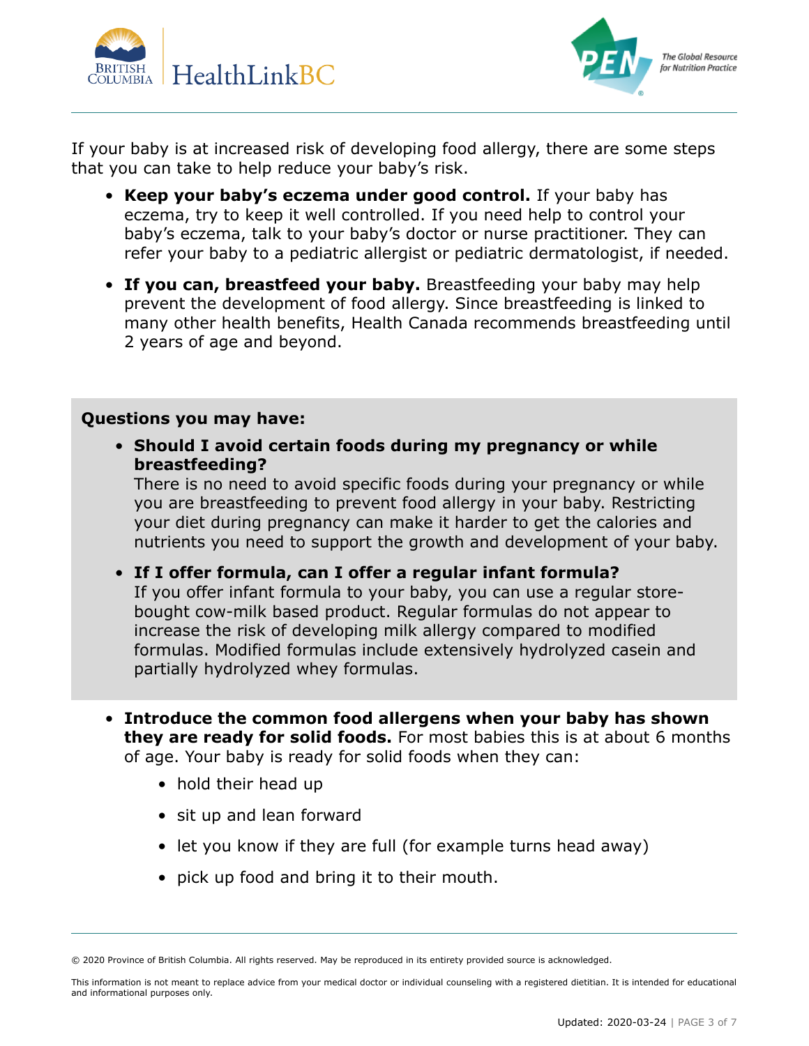If your baby is at increased risk of developing food allergy, there are some steps that you can take to help reduce your baby's risk.

- **Keep your baby's eczema under good control.** If your baby has eczema, try to keep it well controlled. If you need help to control your baby's eczema, talk to your baby's doctor or nurse practitioner. They can refer your baby to a pediatric allergist or pediatric dermatologist, if needed.
- **If you can, breastfeed your baby.** Breastfeeding your baby may help prevent the development of food allergy. Since breastfeeding is linked to many other health benefits, Health Canada recommends breastfeeding until 2 years of age and beyond.

**Questions you may have:**

- **Should I avoid certain foods during my pregnancy or while breastfeeding?**
  There is no need to avoid specific foods during your pregnancy or while you are breastfeeding to prevent food allergy in your baby. Restricting your diet during pregnancy can make it harder to get the calories and nutrients you need to support the growth and development of your baby.
- **If I offer formula, can I offer a regular infant formula?**
  If you offer infant formula to your baby, you can use a regular store-bought cow-milk based product. Regular formulas do not appear to increase the risk of developing milk allergy compared to modified formulas. Modified formulas include extensively hydrolyzed casein and partially hydrolyzed whey formulas.

- **Introduce the common food allergens when your baby has shown they are ready for solid foods.** For most babies this is at about 6 months of age. Your baby is ready for solid foods when they can:
  - hold their head up
  - sit up and lean forward
  - let you know if they are full (for example turns head away)
  - pick up food and bring it to their mouth.

© 2020 Province of British Columbia. All rights reserved. May be reproduced in its entirety provided source is acknowledged.

This information is not meant to replace advice from your medical doctor or individual counseling with a registered dietitian. It is intended for educational and informational purposes only.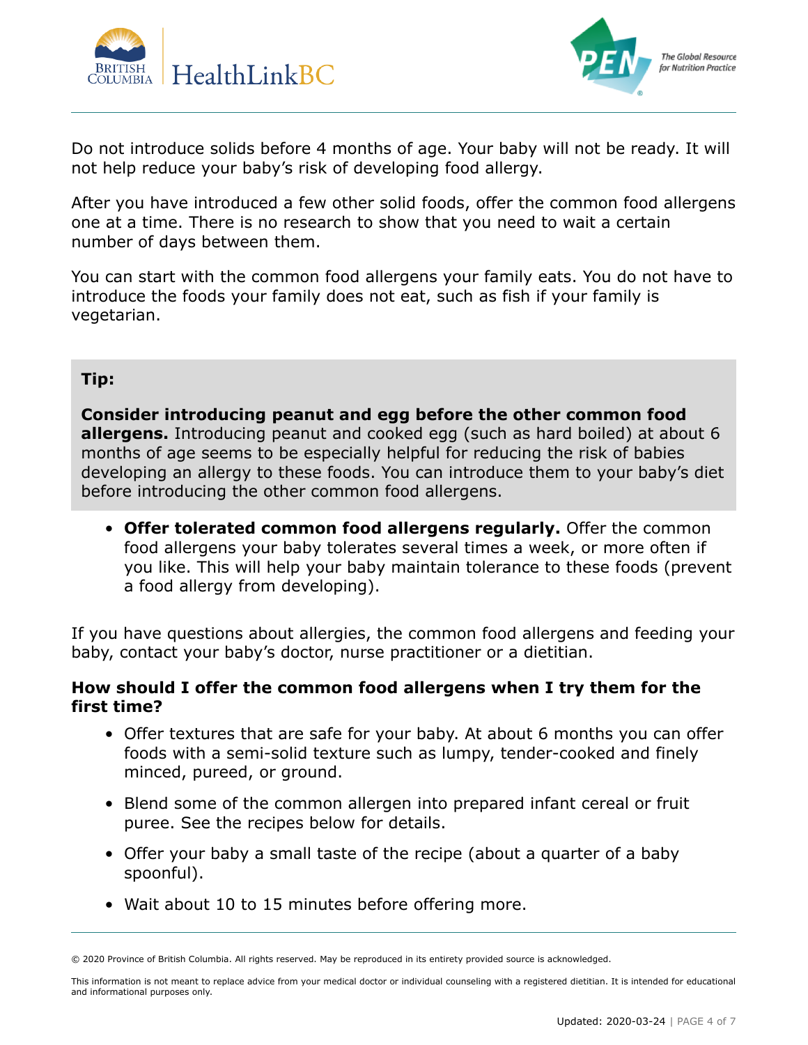Do not introduce solids before 4 months of age. Your baby will not be ready. It will not help reduce your baby's risk of developing food allergy.

After you have introduced a few other solid foods, offer the common food allergens one at a time. There is no research to show that you need to wait a certain number of days between them.

You can start with the common food allergens your family eats. You do not have to introduce the foods your family does not eat, such as fish if your family is vegetarian.

> **Tip:**
>
> **Consider introducing peanut and egg before the other common food allergens.** Introducing peanut and cooked egg (such as hard boiled) at about 6 months of age seems to be especially helpful for reducing the risk of babies developing an allergy to these foods. You can introduce them to your baby's diet before introducing the other common food allergens.

- **Offer tolerated common food allergens regularly.** Offer the common food allergens your baby tolerates several times a week, or more often if you like. This will help your baby maintain tolerance to these foods (prevent a food allergy from developing).

If you have questions about allergies, the common food allergens and feeding your baby, contact your baby's doctor, nurse practitioner or a dietitian.

### How should I offer the common food allergens when I try them for the first time?

- Offer textures that are safe for your baby. At about 6 months you can offer foods with a semi-solid texture such as lumpy, tender-cooked and finely minced, pureed, or ground.
- Blend some of the common allergen into prepared infant cereal or fruit puree. See the recipes below for details.
- Offer your baby a small taste of the recipe (about a quarter of a baby spoonful).
- Wait about 10 to 15 minutes before offering more.

© 2020 Province of British Columbia. All rights reserved. May be reproduced in its entirety provided source is acknowledged.

This information is not meant to replace advice from your medical doctor or individual counseling with a registered dietitian. It is intended for educational and informational purposes only.

Updated: 2020-03-24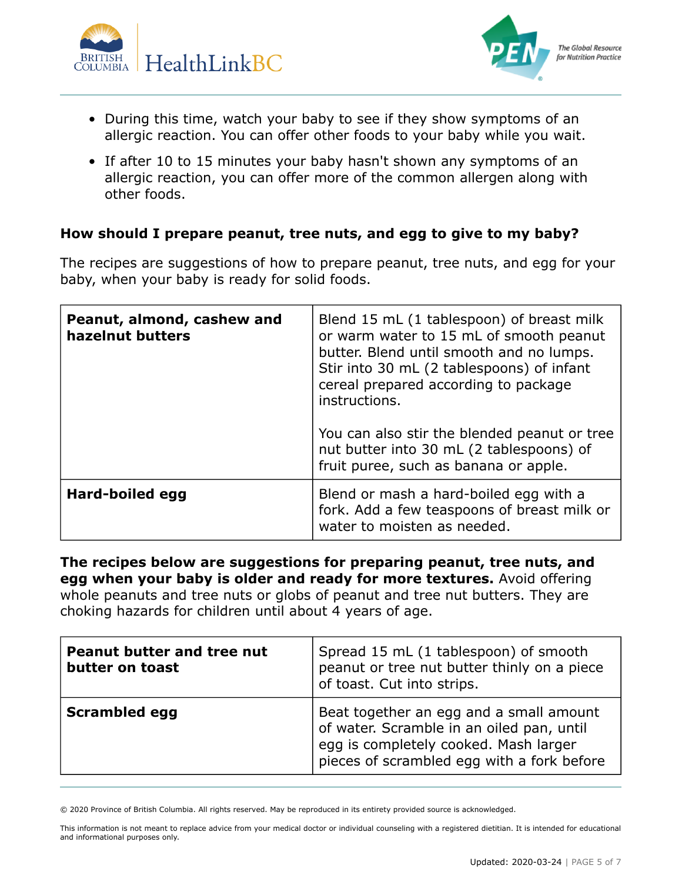- During this time, watch your baby to see if they show symptoms of an allergic reaction. You can offer other foods to your baby while you wait.
- If after 10 to 15 minutes your baby hasn't shown any symptoms of an allergic reaction, you can offer more of the common allergen along with other foods.

### How should I prepare peanut, tree nuts, and egg to give to my baby?

The recipes are suggestions of how to prepare peanut, tree nuts, and egg for your baby, when your baby is ready for solid foods.

| | |
|---|---|
| **Peanut, almond, cashew and hazelnut butters** | Blend 15 mL (1 tablespoon) of breast milk or warm water to 15 mL of smooth peanut butter. Blend until smooth and no lumps. Stir into 30 mL (2 tablespoons) of infant cereal prepared according to package instructions.<br><br>You can also stir the blended peanut or tree nut butter into 30 mL (2 tablespoons) of fruit puree, such as banana or apple. |
| **Hard-boiled egg** | Blend or mash a hard-boiled egg with a fork. Add a few teaspoons of breast milk or water to moisten as needed. |

**The recipes below are suggestions for preparing peanut, tree nuts, and egg when your baby is older and ready for more textures.** Avoid offering whole peanuts and tree nuts or globs of peanut and tree nut butters. They are choking hazards for children until about 4 years of age.

| | |
|---|---|
| **Peanut butter and tree nut butter on toast** | Spread 15 mL (1 tablespoon) of smooth peanut or tree nut butter thinly on a piece of toast. Cut into strips. |
| **Scrambled egg** | Beat together an egg and a small amount of water. Scramble in an oiled pan, until egg is completely cooked. Mash larger pieces of scrambled egg with a fork before |

© 2020 Province of British Columbia. All rights reserved. May be reproduced in its entirety provided source is acknowledged.

This information is not meant to replace advice from your medical doctor or individual counseling with a registered dietitian. It is intended for educational and informational purposes only.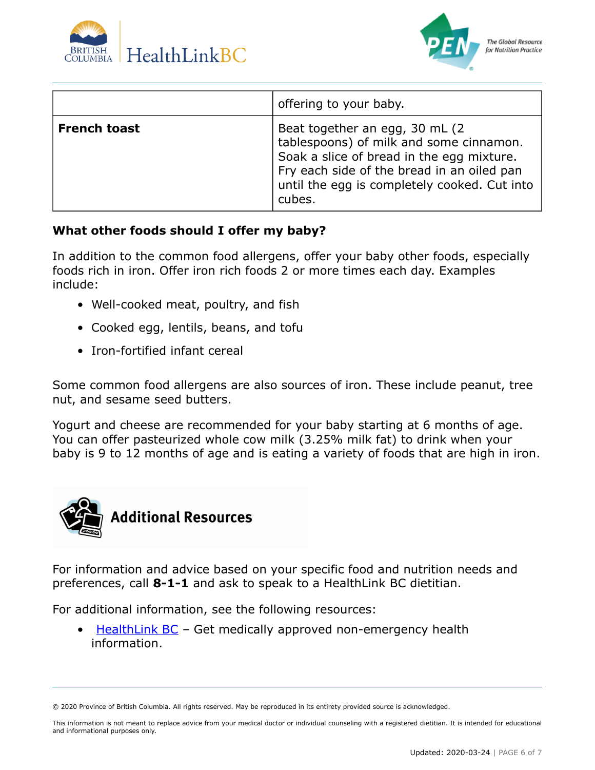| | |
|---|---|
| | offering to your baby. |
| **French toast** | Beat together an egg, 30 mL (2 tablespoons) of milk and some cinnamon. Soak a slice of bread in the egg mixture. Fry each side of the bread in an oiled pan until the egg is completely cooked. Cut into cubes. |

### What other foods should I offer my baby?

In addition to the common food allergens, offer your baby other foods, especially foods rich in iron. Offer iron rich foods 2 or more times each day. Examples include:

- Well-cooked meat, poultry, and fish
- Cooked egg, lentils, beans, and tofu
- Iron-fortified infant cereal

Some common food allergens are also sources of iron. These include peanut, tree nut, and sesame seed butters.

Yogurt and cheese are recommended for your baby starting at 6 months of age. You can offer pasteurized whole cow milk (3.25% milk fat) to drink when your baby is 9 to 12 months of age and is eating a variety of foods that are high in iron.

## Additional Resources

For information and advice based on your specific food and nutrition needs and preferences, call **8-1-1** and ask to speak to a HealthLink BC dietitian.

For additional information, see the following resources:

- HealthLink BC – Get medically approved non-emergency health information.

© 2020 Province of British Columbia. All rights reserved. May be reproduced in its entirety provided source is acknowledged.

This information is not meant to replace advice from your medical doctor or individual counseling with a registered dietitian. It is intended for educational and informational purposes only.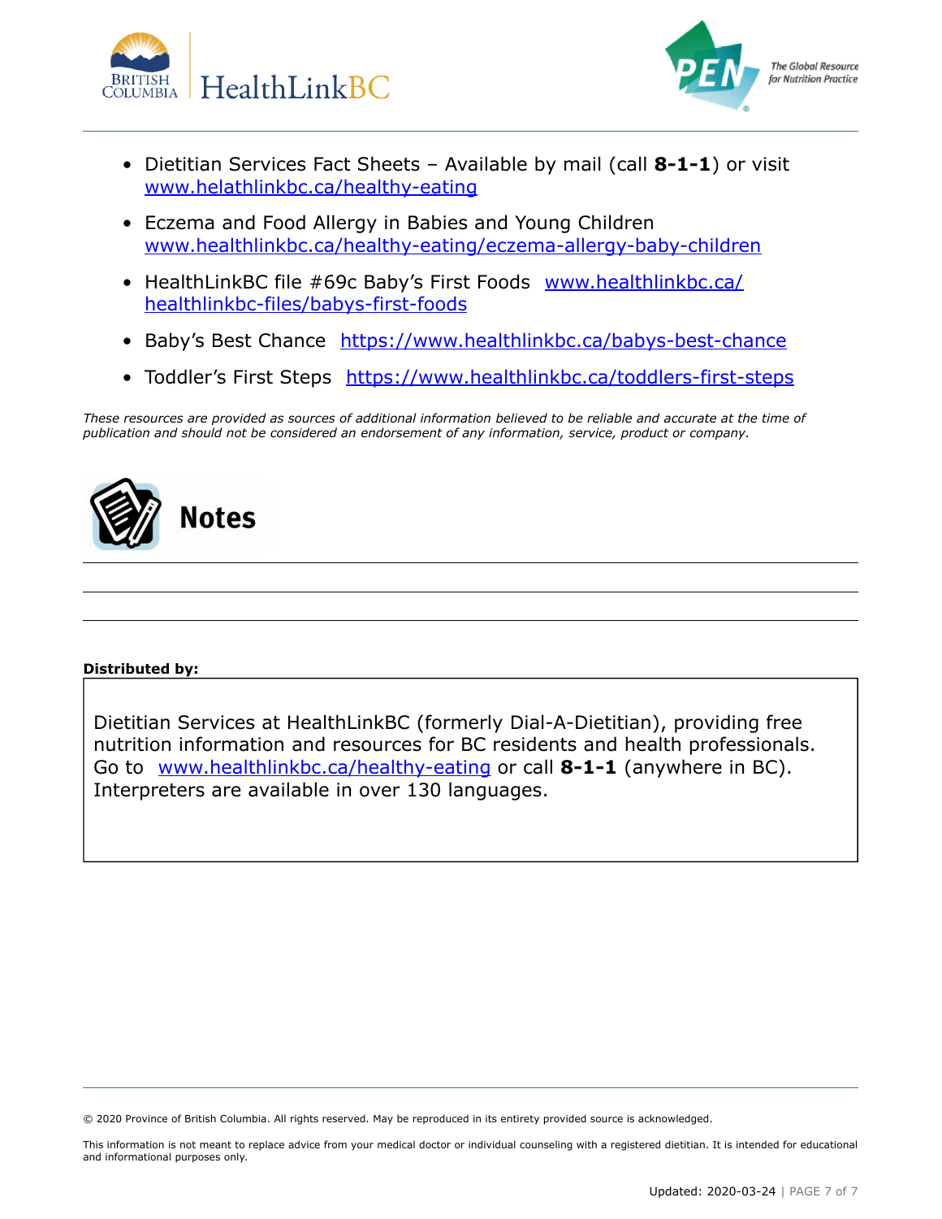- Dietitian Services Fact Sheets – Available by mail (call **8-1-1**) or visit www.helathlinkbc.ca/healthy-eating
- Eczema and Food Allergy in Babies and Young Children www.healthlinkbc.ca/healthy-eating/eczema-allergy-baby-children
- HealthLinkBC file #69c Baby's First Foods www.healthlinkbc.ca/healthlinkbc-files/babys-first-foods
- Baby's Best Chance https://www.healthlinkbc.ca/babys-best-chance
- Toddler's First Steps https://www.healthlinkbc.ca/toddlers-first-steps

*These resources are provided as sources of additional information believed to be reliable and accurate at the time of publication and should not be considered an endorsement of any information, service, product or company.*

## Notes

**Distributed by:**

Dietitian Services at HealthLinkBC (formerly Dial-A-Dietitian), providing free nutrition information and resources for BC residents and health professionals. Go to www.healthlinkbc.ca/healthy-eating or call **8-1-1** (anywhere in BC). Interpreters are available in over 130 languages.

© 2020 Province of British Columbia. All rights reserved. May be reproduced in its entirety provided source is acknowledged.

This information is not meant to replace advice from your medical doctor or individual counseling with a registered dietitian. It is intended for educational and informational purposes only.

Updated: 2020-03-24